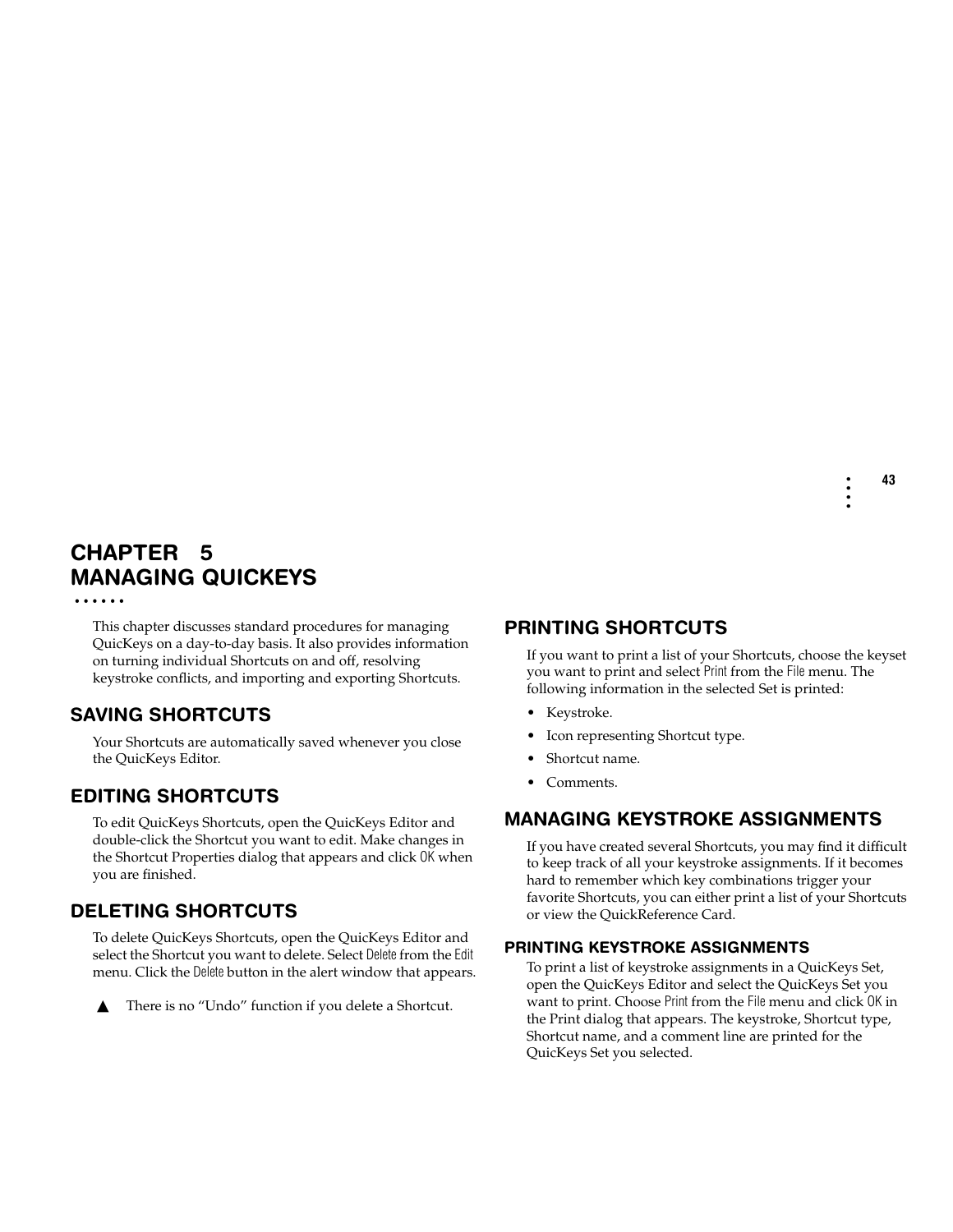# CHAPTER 5
# MANAGING QUICKEYS

This chapter discusses standard procedures for managing QuicKeys on a day-to-day basis. It also provides information on turning individual Shortcuts on and off, resolving keystroke conflicts, and importing and exporting Shortcuts.

## SAVING SHORTCUTS

Your Shortcuts are automatically saved whenever you close the QuicKeys Editor.

## EDITING SHORTCUTS

To edit QuicKeys Shortcuts, open the QuicKeys Editor and double-click the Shortcut you want to edit. Make changes in the Shortcut Properties dialog that appears and click OK when you are finished.

## DELETING SHORTCUTS

To delete QuicKeys Shortcuts, open the QuicKeys Editor and select the Shortcut you want to delete. Select Delete from the Edit menu. Click the Delete button in the alert window that appears.

▲ There is no "Undo" function if you delete a Shortcut.

## PRINTING SHORTCUTS

If you want to print a list of your Shortcuts, choose the keyset you want to print and select Print from the File menu. The following information in the selected Set is printed:

- Keystroke.
- Icon representing Shortcut type.
- Shortcut name.
- Comments.

## MANAGING KEYSTROKE ASSIGNMENTS

If you have created several Shortcuts, you may find it difficult to keep track of all your keystroke assignments. If it becomes hard to remember which key combinations trigger your favorite Shortcuts, you can either print a list of your Shortcuts or view the QuickReference Card.

### PRINTING KEYSTROKE ASSIGNMENTS

To print a list of keystroke assignments in a QuicKeys Set, open the QuicKeys Editor and select the QuicKeys Set you want to print. Choose Print from the File menu and click OK in the Print dialog that appears. The keystroke, Shortcut type, Shortcut name, and a comment line are printed for the QuicKeys Set you selected.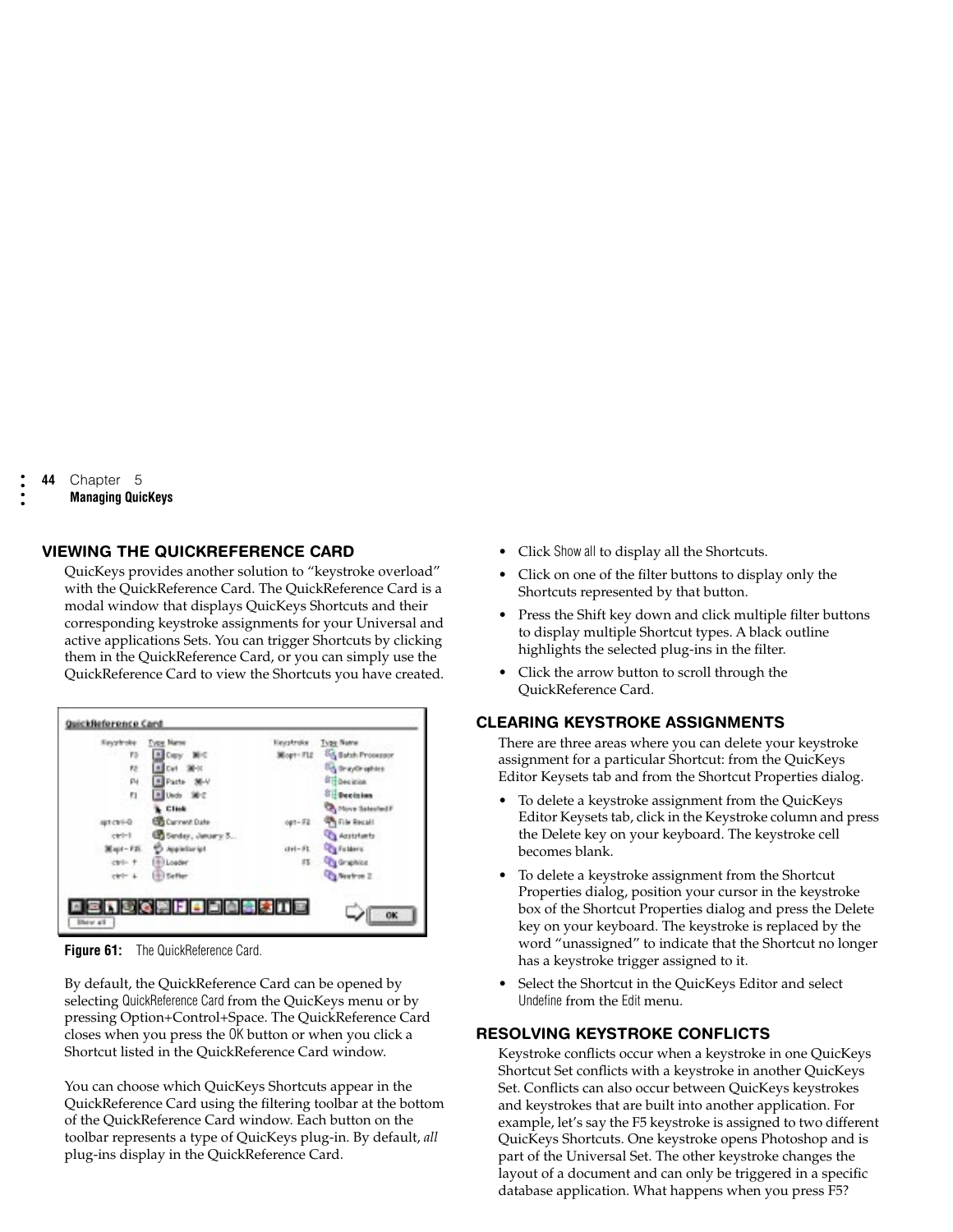## VIEWING THE QUICKREFERENCE CARD

QuicKeys provides another solution to "keystroke overload" with the QuickReference Card. The QuickReference Card is a modal window that displays QuicKeys Shortcuts and their corresponding keystroke assignments for your Universal and active applications Sets. You can trigger Shortcuts by clicking them in the QuickReference Card, or you can simply use the QuickReference Card to view the Shortcuts you have created.

**Figure 61:** The QuickReference Card.

By default, the QuickReference Card can be opened by selecting QuickReference Card from the QuicKeys menu or by pressing Option+Control+Space. The QuickReference Card closes when you press the OK button or when you click a Shortcut listed in the QuickReference Card window.

You can choose which QuicKeys Shortcuts appear in the QuickReference Card using the filtering toolbar at the bottom of the QuickReference Card window. Each button on the toolbar represents a type of QuicKeys plug-in. By default, *all* plug-ins display in the QuickReference Card.

- Click Show all to display all the Shortcuts.
- Click on one of the filter buttons to display only the Shortcuts represented by that button.
- Press the Shift key down and click multiple filter buttons to display multiple Shortcut types. A black outline highlights the selected plug-ins in the filter.
- Click the arrow button to scroll through the QuickReference Card.

## CLEARING KEYSTROKE ASSIGNMENTS

There are three areas where you can delete your keystroke assignment for a particular Shortcut: from the QuicKeys Editor Keysets tab and from the Shortcut Properties dialog.

- To delete a keystroke assignment from the QuicKeys Editor Keysets tab, click in the Keystroke column and press the Delete key on your keyboard. The keystroke cell becomes blank.
- To delete a keystroke assignment from the Shortcut Properties dialog, position your cursor in the keystroke box of the Shortcut Properties dialog and press the Delete key on your keyboard. The keystroke is replaced by the word "unassigned" to indicate that the Shortcut no longer has a keystroke trigger assigned to it.
- Select the Shortcut in the QuicKeys Editor and select Undefine from the Edit menu.

## RESOLVING KEYSTROKE CONFLICTS

Keystroke conflicts occur when a keystroke in one QuicKeys Shortcut Set conflicts with a keystroke in another QuicKeys Set. Conflicts can also occur between QuicKeys keystrokes and keystrokes that are built into another application. For example, let's say the F5 keystroke is assigned to two different QuicKeys Shortcuts. One keystroke opens Photoshop and is part of the Universal Set. The other keystroke changes the layout of a document and can only be triggered in a specific database application. What happens when you press F5?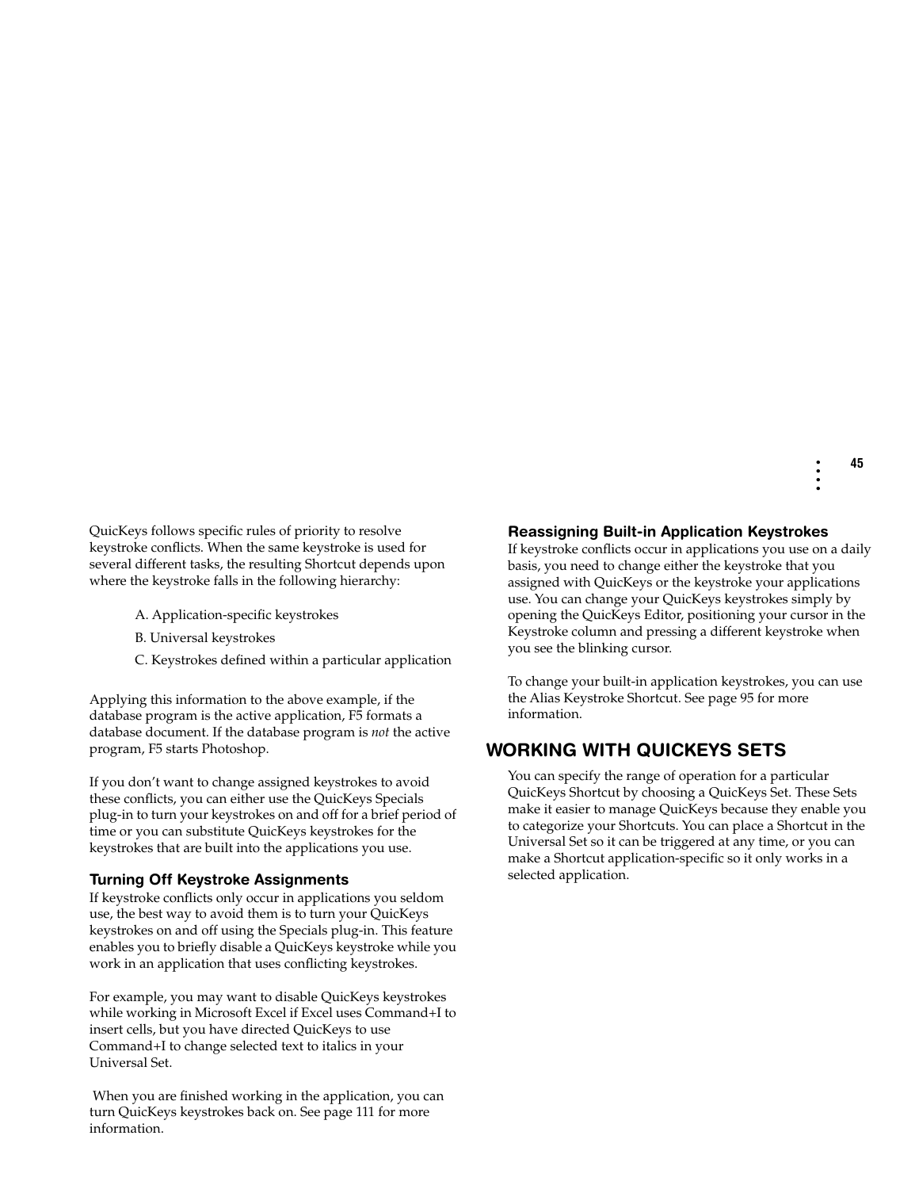QuicKeys follows specific rules of priority to resolve keystroke conflicts. When the same keystroke is used for several different tasks, the resulting Shortcut depends upon where the keystroke falls in the following hierarchy:

A. Application-specific keystrokes

B. Universal keystrokes

C. Keystrokes defined within a particular application

Applying this information to the above example, if the database program is the active application, F5 formats a database document. If the database program is *not* the active program, F5 starts Photoshop.

If you don't want to change assigned keystrokes to avoid these conflicts, you can either use the QuicKeys Specials plug-in to turn your keystrokes on and off for a brief period of time or you can substitute QuicKeys keystrokes for the keystrokes that are built into the applications you use.

### Turning Off Keystroke Assignments

If keystroke conflicts only occur in applications you seldom use, the best way to avoid them is to turn your QuicKeys keystrokes on and off using the Specials plug-in. This feature enables you to briefly disable a QuicKeys keystroke while you work in an application that uses conflicting keystrokes.

For example, you may want to disable QuicKeys keystrokes while working in Microsoft Excel if Excel uses Command+I to insert cells, but you have directed QuicKeys to use Command+I to change selected text to italics in your Universal Set.

When you are finished working in the application, you can turn QuicKeys keystrokes back on. See page 111 for more information.

### Reassigning Built-in Application Keystrokes

If keystroke conflicts occur in applications you use on a daily basis, you need to change either the keystroke that you assigned with QuicKeys or the keystroke your applications use. You can change your QuicKeys keystrokes simply by opening the QuicKeys Editor, positioning your cursor in the Keystroke column and pressing a different keystroke when you see the blinking cursor.

To change your built-in application keystrokes, you can use the Alias Keystroke Shortcut. See page 95 for more information.

## WORKING WITH QUICKEYS SETS

You can specify the range of operation for a particular QuicKeys Shortcut by choosing a QuicKeys Set. These Sets make it easier to manage QuicKeys because they enable you to categorize your Shortcuts. You can place a Shortcut in the Universal Set so it can be triggered at any time, or you can make a Shortcut application-specific so it only works in a selected application.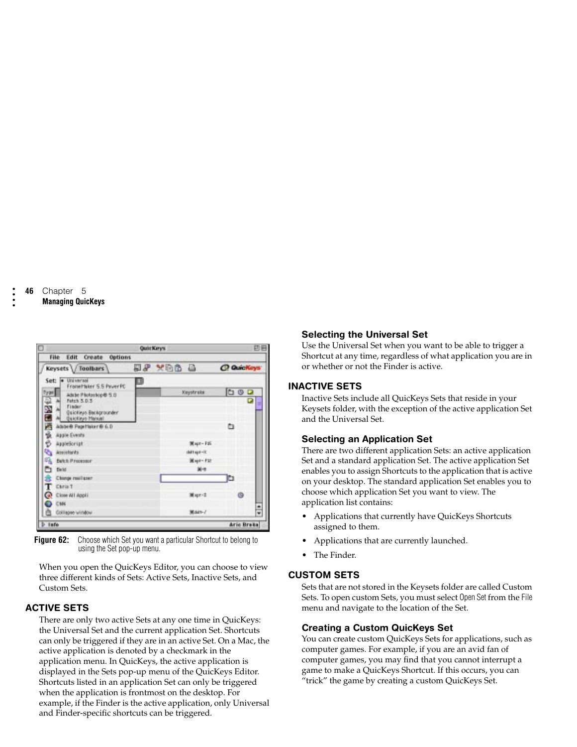Figure 62: Choose which Set you want a particular Shortcut to belong to using the Set pop-up menu.

When you open the QuicKeys Editor, you can choose to view three different kinds of Sets: Active Sets, Inactive Sets, and Custom Sets.

## ACTIVE SETS

There are only two active Sets at any one time in QuicKeys: the Universal Set and the current application Set. Shortcuts can only be triggered if they are in an active Set. On a Mac, the active application is denoted by a checkmark in the application menu. In QuicKeys, the active application is displayed in the Sets pop-up menu of the QuicKeys Editor. Shortcuts listed in an application Set can only be triggered when the application is frontmost on the desktop. For example, if the Finder is the active application, only Universal and Finder-specific shortcuts can be triggered.

### Selecting the Universal Set

Use the Universal Set when you want to be able to trigger a Shortcut at any time, regardless of what application you are in or whether or not the Finder is active.

## INACTIVE SETS

Inactive Sets include all QuicKeys Sets that reside in your Keysets folder, with the exception of the active application Set and the Universal Set.

### Selecting an Application Set

There are two different application Sets: an active application Set and a standard application Set. The active application Set enables you to assign Shortcuts to the application that is active on your desktop. The standard application Set enables you to choose which application Set you want to view. The application list contains:

- Applications that currently have QuicKeys Shortcuts assigned to them.
- Applications that are currently launched.
- The Finder.

## CUSTOM SETS

Sets that are not stored in the Keysets folder are called Custom Sets. To open custom Sets, you must select Open Set from the File menu and navigate to the location of the Set.

### Creating a Custom QuicKeys Set

You can create custom QuicKeys Sets for applications, such as computer games. For example, if you are an avid fan of computer games, you may find that you cannot interrupt a game to make a QuicKeys Shortcut. If this occurs, you can “trick” the game by creating a custom QuicKeys Set.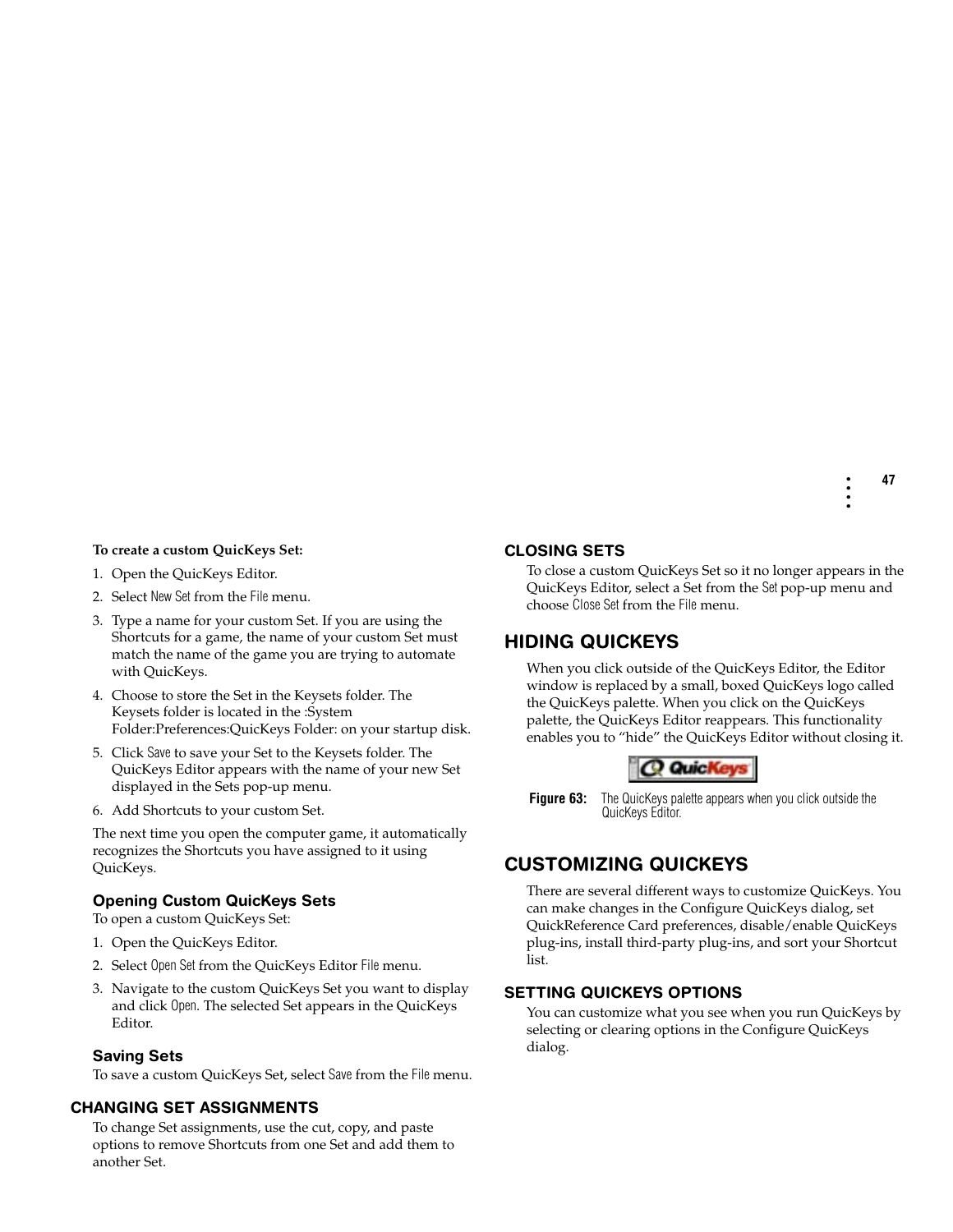**To create a custom QuicKeys Set:**

1. Open the QuicKeys Editor.
2. Select New Set from the File menu.
3. Type a name for your custom Set. If you are using the Shortcuts for a game, the name of your custom Set must match the name of the game you are trying to automate with QuicKeys.
4. Choose to store the Set in the Keysets folder. The Keysets folder is located in the :System Folder:Preferences:QuicKeys Folder: on your startup disk.
5. Click Save to save your Set to the Keysets folder. The QuicKeys Editor appears with the name of your new Set displayed in the Sets pop-up menu.
6. Add Shortcuts to your custom Set.

The next time you open the computer game, it automatically recognizes the Shortcuts you have assigned to it using QuicKeys.

### Opening Custom QuicKeys Sets

To open a custom QuicKeys Set:

1. Open the QuicKeys Editor.
2. Select Open Set from the QuicKeys Editor File menu.
3. Navigate to the custom QuicKeys Set you want to display and click Open. The selected Set appears in the QuicKeys Editor.

### Saving Sets

To save a custom QuicKeys Set, select Save from the File menu.

## CHANGING SET ASSIGNMENTS

To change Set assignments, use the cut, copy, and paste options to remove Shortcuts from one Set and add them to another Set.

## CLOSING SETS

To close a custom QuicKeys Set so it no longer appears in the QuicKeys Editor, select a Set from the Set pop-up menu and choose Close Set from the File menu.

# HIDING QUICKEYS

When you click outside of the QuicKeys Editor, the Editor window is replaced by a small, boxed QuicKeys logo called the QuicKeys palette. When you click on the QuicKeys palette, the QuicKeys Editor reappears. This functionality enables you to "hide" the QuicKeys Editor without closing it.

**Figure 63:** The QuicKeys palette appears when you click outside the QuicKeys Editor.

# CUSTOMIZING QUICKEYS

There are several different ways to customize QuicKeys. You can make changes in the Configure QuicKeys dialog, set QuickReference Card preferences, disable/enable QuicKeys plug-ins, install third-party plug-ins, and sort your Shortcut list.

## SETTING QUICKEYS OPTIONS

You can customize what you see when you run QuicKeys by selecting or clearing options in the Configure QuicKeys dialog.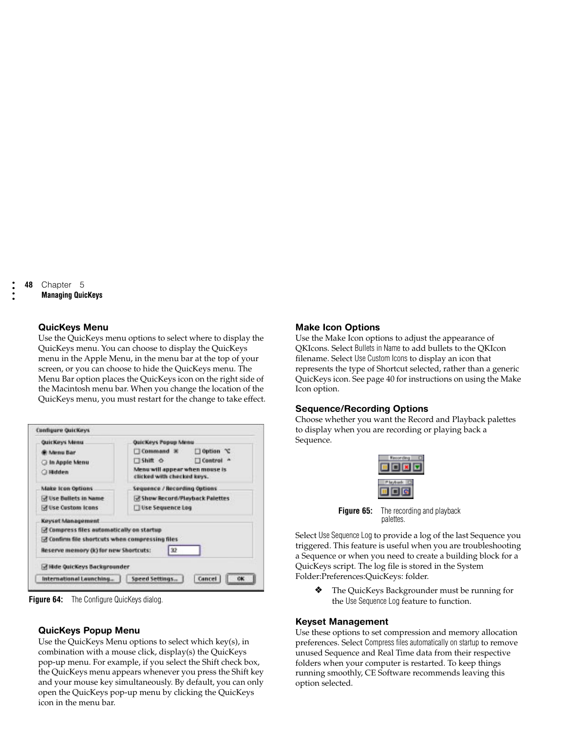### QuicKeys Menu

Use the QuicKeys menu options to select where to display the QuicKeys menu. You can choose to display the QuicKeys menu in the Apple Menu, in the menu bar at the top of your screen, or you can choose to hide the QuicKeys menu. The Menu Bar option places the QuicKeys icon on the right side of the Macintosh menu bar. When you change the location of the QuicKeys menu, you must restart for the change to take effect.

**Figure 64:** The Configure QuicKeys dialog.

### QuicKeys Popup Menu

Use the QuicKeys Menu options to select which key(s), in combination with a mouse click, display(s) the QuicKeys pop-up menu. For example, if you select the Shift check box, the QuicKeys menu appears whenever you press the Shift key and your mouse key simultaneously. By default, you can only open the QuicKeys pop-up menu by clicking the QuicKeys icon in the menu bar.

### Make Icon Options

Use the Make Icon options to adjust the appearance of QKIcons. Select Bullets in Name to add bullets to the QKIcon filename. Select Use Custom Icons to display an icon that represents the type of Shortcut selected, rather than a generic QuicKeys icon. See page 40 for instructions on using the Make Icon option.

### Sequence/Recording Options

Choose whether you want the Record and Playback palettes to display when you are recording or playing back a Sequence.

**Figure 65:** The recording and playback palettes.

Select Use Sequence Log to provide a log of the last Sequence you triggered. This feature is useful when you are troubleshooting a Sequence or when you need to create a building block for a QuicKeys script. The log file is stored in the System Folder:Preferences:QuicKeys: folder.

❖ The QuicKeys Backgrounder must be running for the Use Sequence Log feature to function.

### Keyset Management

Use these options to set compression and memory allocation preferences. Select Compress files automatically on startup to remove unused Sequence and Real Time data from their respective folders when your computer is restarted. To keep things running smoothly, CE Software recommends leaving this option selected.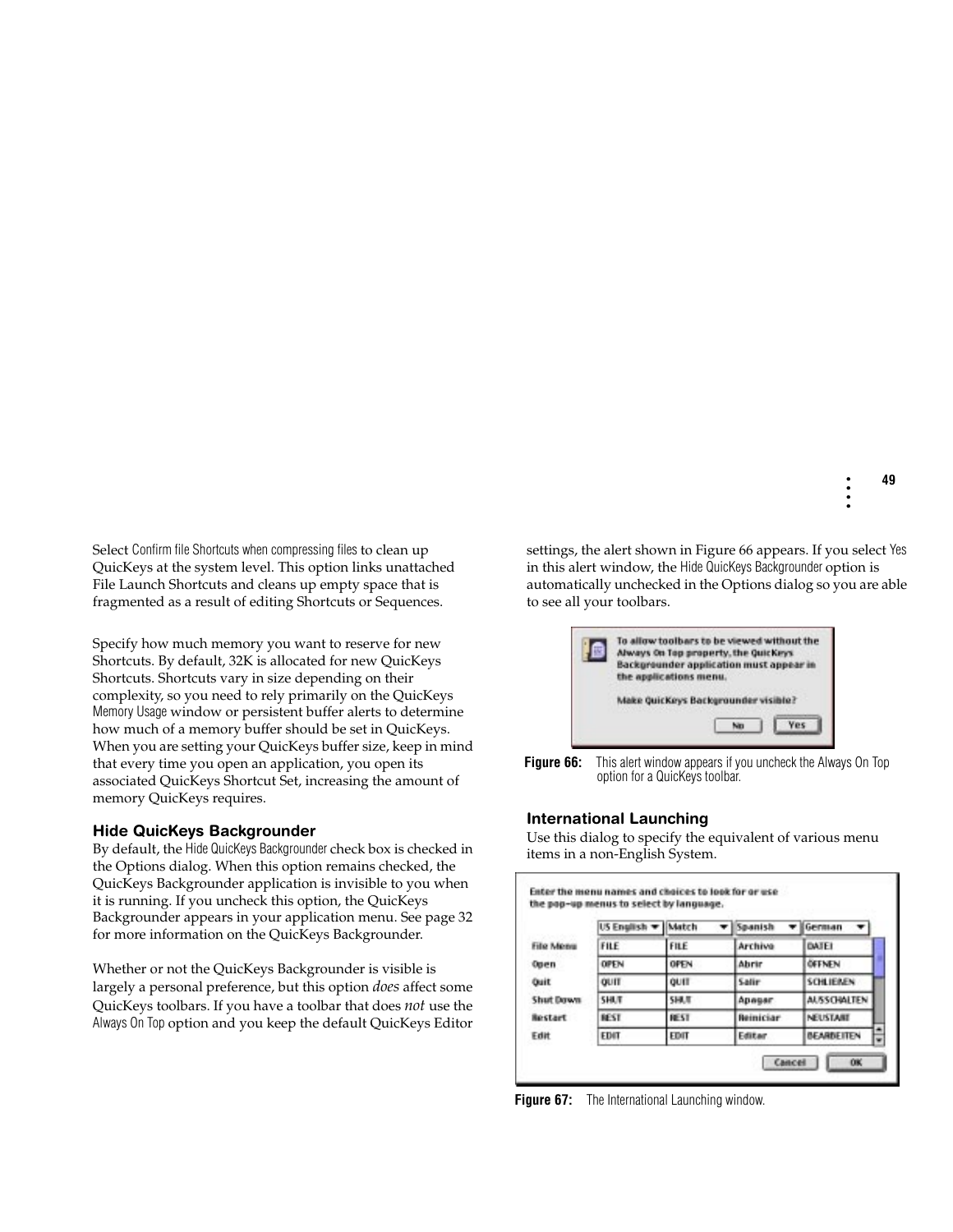Select Confirm file Shortcuts when compressing files to clean up QuicKeys at the system level. This option links unattached File Launch Shortcuts and cleans up empty space that is fragmented as a result of editing Shortcuts or Sequences.

Specify how much memory you want to reserve for new Shortcuts. By default, 32K is allocated for new QuicKeys Shortcuts. Shortcuts vary in size depending on their complexity, so you need to rely primarily on the QuicKeys Memory Usage window or persistent buffer alerts to determine how much of a memory buffer should be set in QuicKeys. When you are setting your QuicKeys buffer size, keep in mind that every time you open an application, you open its associated QuicKeys Shortcut Set, increasing the amount of memory QuicKeys requires.

### Hide QuicKeys Backgrounder

By default, the Hide QuicKeys Backgrounder check box is checked in the Options dialog. When this option remains checked, the QuicKeys Backgrounder application is invisible to you when it is running. If you uncheck this option, the QuicKeys Backgrounder appears in your application menu. See page 32 for more information on the QuicKeys Backgrounder.

Whether or not the QuicKeys Backgrounder is visible is largely a personal preference, but this option *does* affect some QuicKeys toolbars. If you have a toolbar that does *not* use the Always On Top option and you keep the default QuicKeys Editor settings, the alert shown in Figure 66 appears. If you select Yes in this alert window, the Hide QuicKeys Backgrounder option is automatically unchecked in the Options dialog so you are able to see all your toolbars.

**Figure 66:** This alert window appears if you uncheck the Always On Top option for a QuicKeys toolbar.

### International Launching

Use this dialog to specify the equivalent of various menu items in a non-English System.

**Figure 67:** The International Launching window.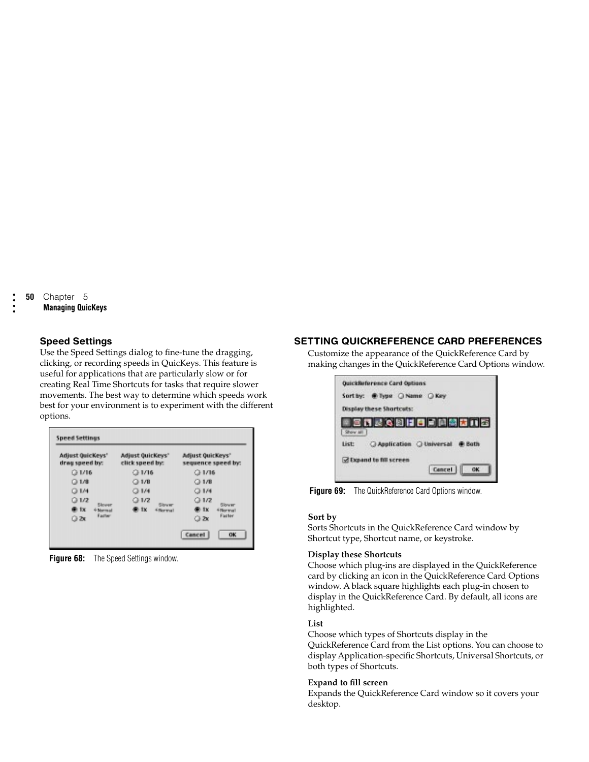## Speed Settings

Use the Speed Settings dialog to fine-tune the dragging, clicking, or recording speeds in QuicKeys. This feature is useful for applications that are particularly slow or for creating Real Time Shortcuts for tasks that require slower movements. The best way to determine which speeds work best for your environment is to experiment with the different options.

**Figure 68:** The Speed Settings window.

## SETTING QUICKREFERENCE CARD PREFERENCES

Customize the appearance of the QuickReference Card by making changes in the QuickReference Card Options window.

**Figure 69:** The QuickReference Card Options window.

**Sort by**
Sorts Shortcuts in the QuickReference Card window by Shortcut type, Shortcut name, or keystroke.

**Display these Shortcuts**
Choose which plug-ins are displayed in the QuickReference card by clicking an icon in the QuickReference Card Options window. A black square highlights each plug-in chosen to display in the QuickReference Card. By default, all icons are highlighted.

**List**
Choose which types of Shortcuts display in the QuickReference Card from the List options. You can choose to display Application-specific Shortcuts, Universal Shortcuts, or both types of Shortcuts.

**Expand to fill screen**
Expands the QuickReference Card window so it covers your desktop.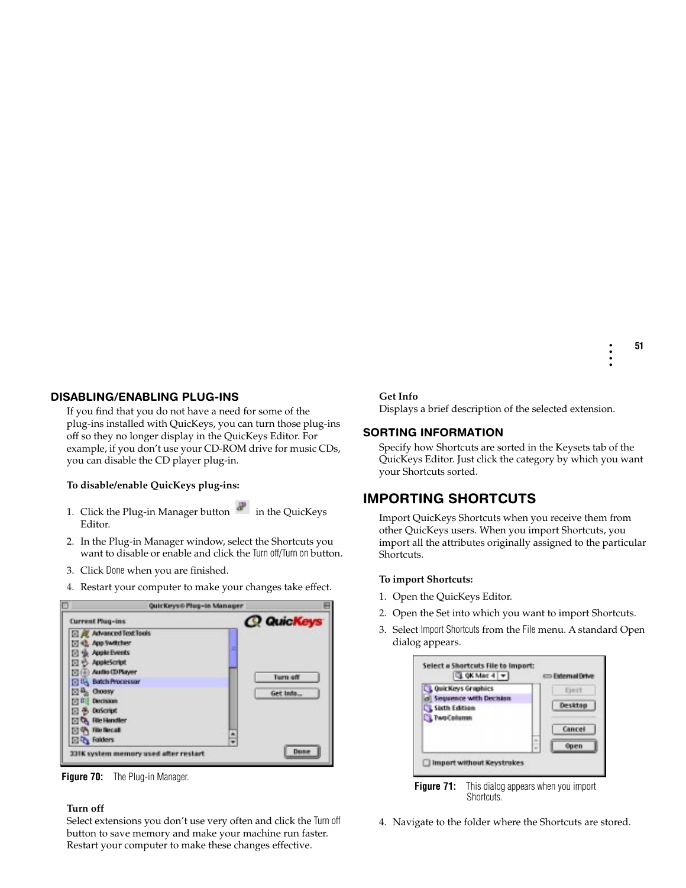## DISABLING/ENABLING PLUG-INS

If you find that you do not have a need for some of the plug-ins installed with QuicKeys, you can turn those plug-ins off so they no longer display in the QuicKeys Editor. For example, if you don't use your CD-ROM drive for music CDs, you can disable the CD player plug-in.

**To disable/enable QuicKeys plug-ins:**

1. Click the Plug-in Manager button in the QuicKeys Editor.
2. In the Plug-in Manager window, select the Shortcuts you want to disable or enable and click the Turn off/Turn on button.
3. Click Done when you are finished.
4. Restart your computer to make your changes take effect.

**Figure 70:** The Plug-in Manager.

**Turn off**
Select extensions you don't use very often and click the Turn off button to save memory and make your machine run faster. Restart your computer to make these changes effective.

**Get Info**
Displays a brief description of the selected extension.

### SORTING INFORMATION

Specify how Shortcuts are sorted in the Keysets tab of the QuicKeys Editor. Just click the category by which you want your Shortcuts sorted.

## IMPORTING SHORTCUTS

Import QuicKeys Shortcuts when you receive them from other QuicKeys users. When you import Shortcuts, you import all the attributes originally assigned to the particular Shortcuts.

**To import Shortcuts:**

1. Open the QuicKeys Editor.
2. Open the Set into which you want to import Shortcuts.
3. Select Import Shortcuts from the File menu. A standard Open dialog appears.

**Figure 71:** This dialog appears when you import Shortcuts.

4. Navigate to the folder where the Shortcuts are stored.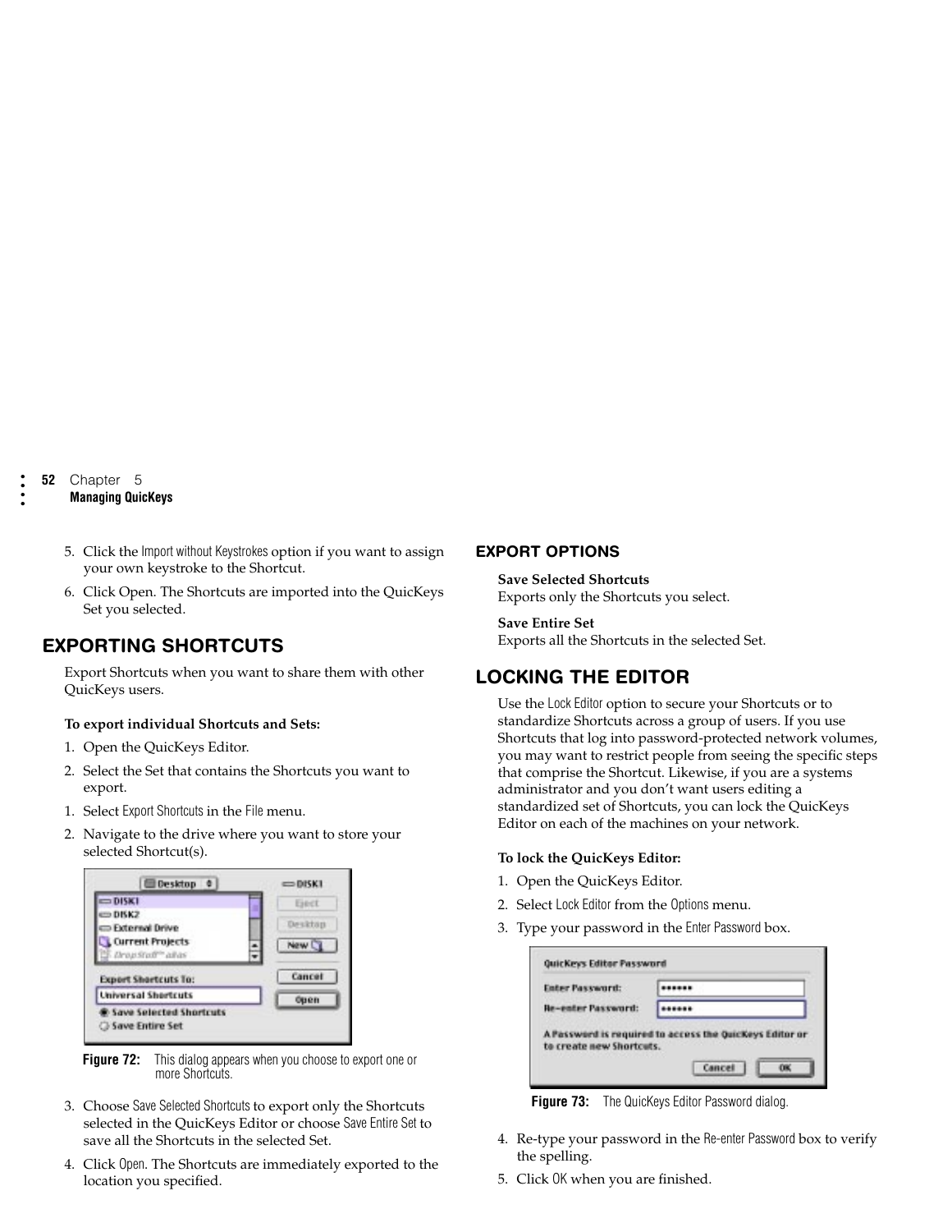5. Click the Import without Keystrokes option if you want to assign your own keystroke to the Shortcut.
6. Click Open. The Shortcuts are imported into the QuicKeys Set you selected.

## EXPORTING SHORTCUTS

Export Shortcuts when you want to share them with other QuicKeys users.

**To export individual Shortcuts and Sets:**

1. Open the QuicKeys Editor.
2. Select the Set that contains the Shortcuts you want to export.
1. Select Export Shortcuts in the File menu.
2. Navigate to the drive where you want to store your selected Shortcut(s).

**Figure 72:** This dialog appears when you choose to export one or more Shortcuts.

3. Choose Save Selected Shortcuts to export only the Shortcuts selected in the QuicKeys Editor or choose Save Entire Set to save all the Shortcuts in the selected Set.
4. Click Open. The Shortcuts are immediately exported to the location you specified.

### EXPORT OPTIONS

**Save Selected Shortcuts**
Exports only the Shortcuts you select.

**Save Entire Set**
Exports all the Shortcuts in the selected Set.

## LOCKING THE EDITOR

Use the Lock Editor option to secure your Shortcuts or to standardize Shortcuts across a group of users. If you use Shortcuts that log into password-protected network volumes, you may want to restrict people from seeing the specific steps that comprise the Shortcut. Likewise, if you are a systems administrator and you don't want users editing a standardized set of Shortcuts, you can lock the QuicKeys Editor on each of the machines on your network.

**To lock the QuicKeys Editor:**

1. Open the QuicKeys Editor.
2. Select Lock Editor from the Options menu.
3. Type your password in the Enter Password box.

**Figure 73:** The QuicKeys Editor Password dialog.

4. Re-type your password in the Re-enter Password box to verify the spelling.
5. Click OK when you are finished.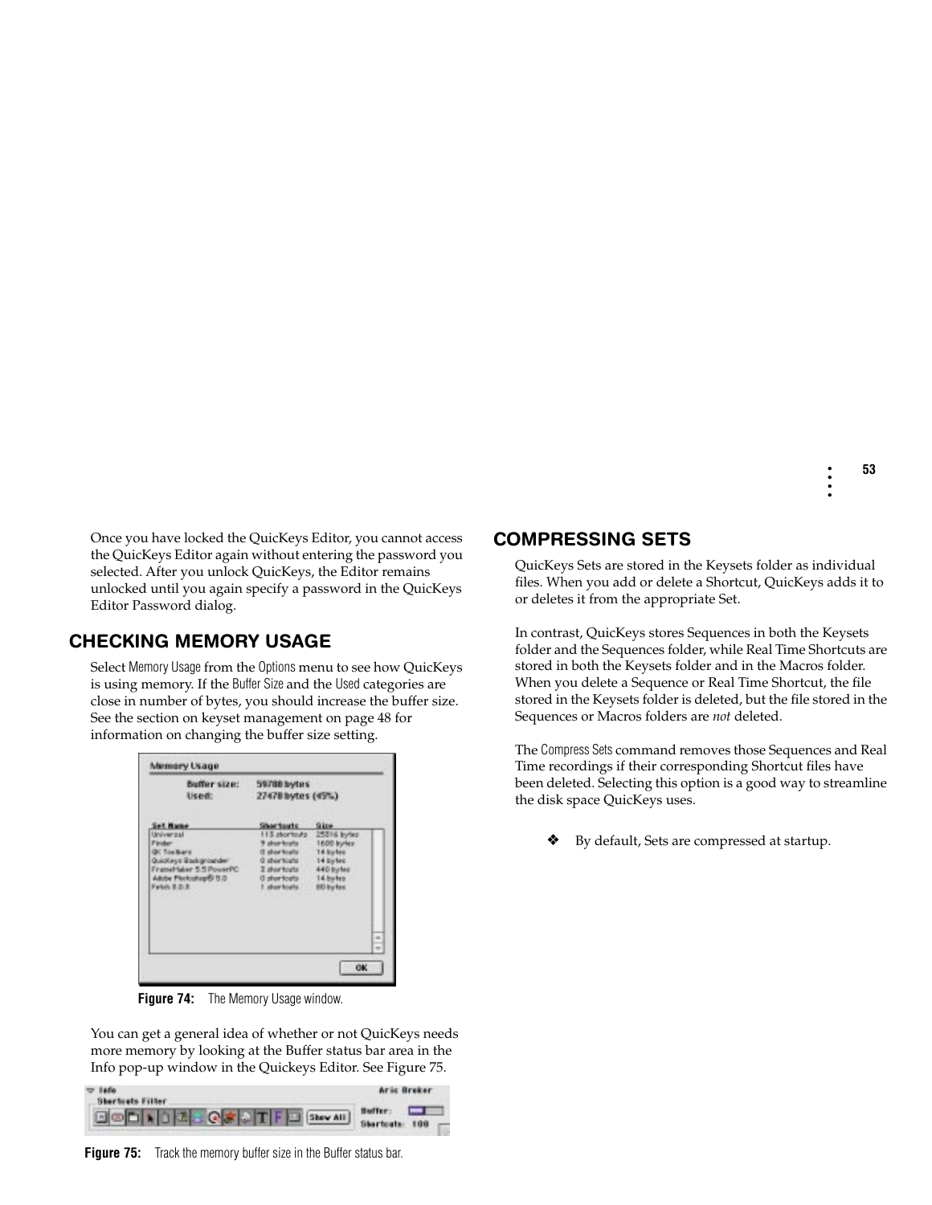Once you have locked the QuicKeys Editor, you cannot access the QuicKeys Editor again without entering the password you selected. After you unlock QuicKeys, the Editor remains unlocked until you again specify a password in the QuicKeys Editor Password dialog.

## CHECKING MEMORY USAGE

Select Memory Usage from the Options menu to see how QuicKeys is using memory. If the Buffer Size and the Used categories are close in number of bytes, you should increase the buffer size. See the section on keyset management on page 48 for information on changing the buffer size setting.

**Figure 74:** The Memory Usage window.

You can get a general idea of whether or not QuicKeys needs more memory by looking at the Buffer status bar area in the Info pop-up window in the Quickeys Editor. See Figure 75.

**Figure 75:** Track the memory buffer size in the Buffer status bar.

## COMPRESSING SETS

QuicKeys Sets are stored in the Keysets folder as individual files. When you add or delete a Shortcut, QuicKeys adds it to or deletes it from the appropriate Set.

In contrast, QuicKeys stores Sequences in both the Keysets folder and the Sequences folder, while Real Time Shortcuts are stored in both the Keysets folder and in the Macros folder. When you delete a Sequence or Real Time Shortcut, the file stored in the Keysets folder is deleted, but the file stored in the Sequences or Macros folders are *not* deleted.

The Compress Sets command removes those Sequences and Real Time recordings if their corresponding Shortcut files have been deleted. Selecting this option is a good way to streamline the disk space QuicKeys uses.

❖ By default, Sets are compressed at startup.